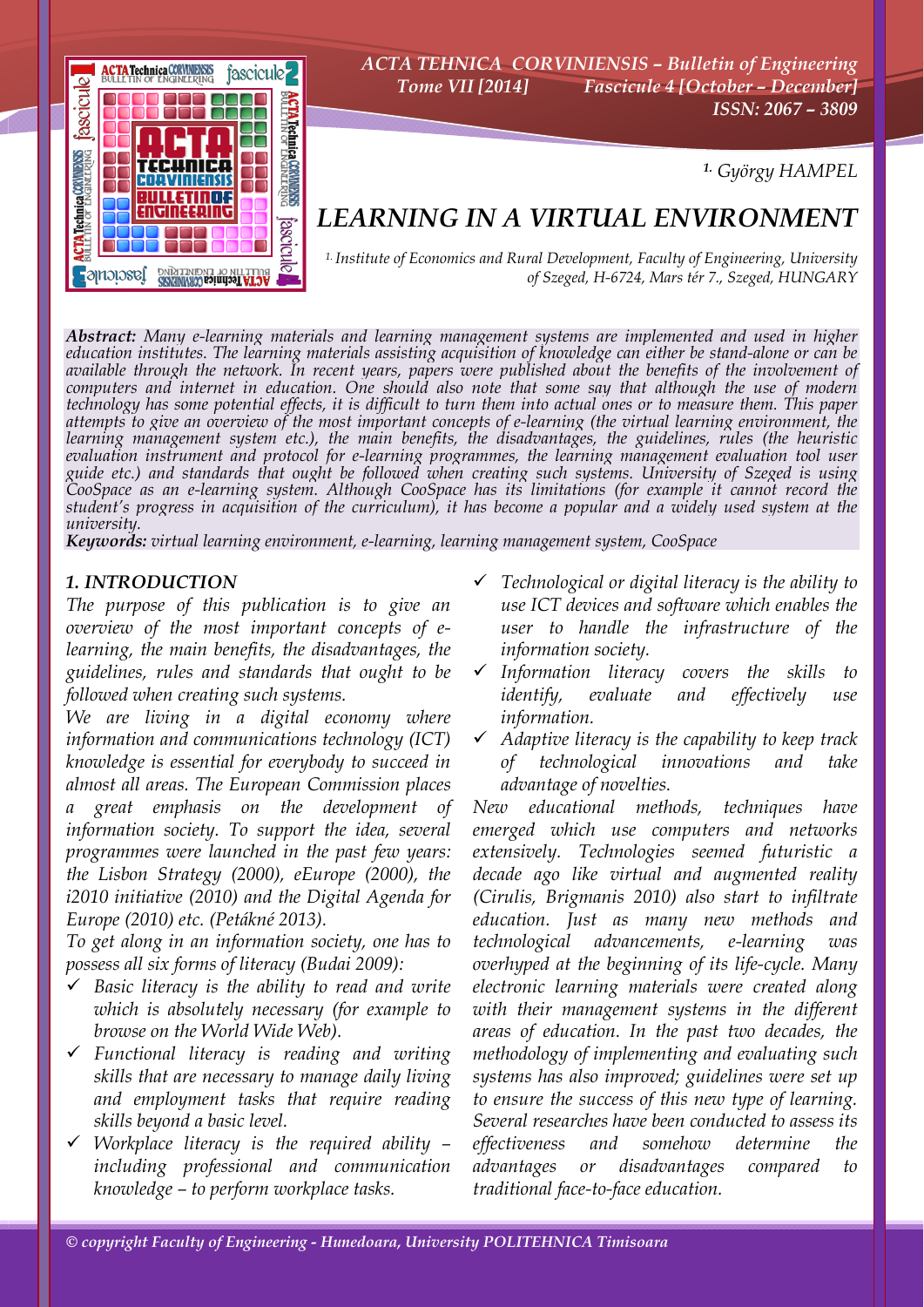[1.] György HAMPEL

# LEARNING IN A VIRTUAL ENVIRONMENT

[1.] Institute of Economics and Rural Development, Faculty of Engineering, University of Szeged, H-6724, Mars tér 7., Szeged, HUNGARY

***Abstract:*** *Many e-learning materials and learning management systems are implemented and used in higher education institutes. The learning materials assisting acquisition of knowledge can either be stand-alone or can be available through the network. In recent years, papers were published about the benefits of the involvement of computers and internet in education. One should also note that some say that although the use of modern technology has some potential effects, it is difficult to turn them into actual ones or to measure them. This paper attempts to give an overview of the most important concepts of e-learning (the virtual learning environment, the learning management system etc.), the main benefits, the disadvantages, the guidelines, rules (the heuristic evaluation instrument and protocol for e-learning programmes, the learning management evaluation tool user guide etc.) and standards that ought be followed when creating such systems. University of Szeged is using CooSpace as an e-learning system. Although CooSpace has its limitations (for example it cannot record the student's progress in acquisition of the curriculum), it has become a popular and a widely used system at the university.*

***Keywords:*** *virtual learning environment, e-learning, learning management system, CooSpace*

## 1. INTRODUCTION

*The purpose of this publication is to give an overview of the most important concepts of e-learning, the main benefits, the disadvantages, the guidelines, rules and standards that ought to be followed when creating such systems.*

*We are living in a digital economy where information and communications technology (ICT) knowledge is essential for everybody to succeed in almost all areas. The European Commission places a great emphasis on the development of information society. To support the idea, several programmes were launched in the past few years: the Lisbon Strategy (2000), eEurope (2000), the i2010 initiative (2010) and the Digital Agenda for Europe (2010) etc. (Petákné 2013).*

*To get along in an information society, one has to possess all six forms of literacy (Budai 2009):*

- ✓ *Basic literacy is the ability to read and write which is absolutely necessary (for example to browse on the World Wide Web).*
- ✓ *Functional literacy is reading and writing skills that are necessary to manage daily living and employment tasks that require reading skills beyond a basic level.*
- ✓ *Workplace literacy is the required ability – including professional and communication knowledge – to perform workplace tasks.*
- ✓ *Technological or digital literacy is the ability to use ICT devices and software which enables the user to handle the infrastructure of the information society.*
- ✓ *Information literacy covers the skills to identify, evaluate and effectively use information.*
- ✓ *Adaptive literacy is the capability to keep track of technological innovations and take advantage of novelties.*

*New educational methods, techniques have emerged which use computers and networks extensively. Technologies seemed futuristic a decade ago like virtual and augmented reality (Cirulis, Brigmanis 2010) also start to infiltrate education. Just as many new methods and technological advancements, e-learning was overhyped at the beginning of its life-cycle. Many electronic learning materials were created along with their management systems in the different areas of education. In the past two decades, the methodology of implementing and evaluating such systems has also improved; guidelines were set up to ensure the success of this new type of learning. Several researches have been conducted to assess its effectiveness and somehow determine the advantages or disadvantages compared to traditional face-to-face education.*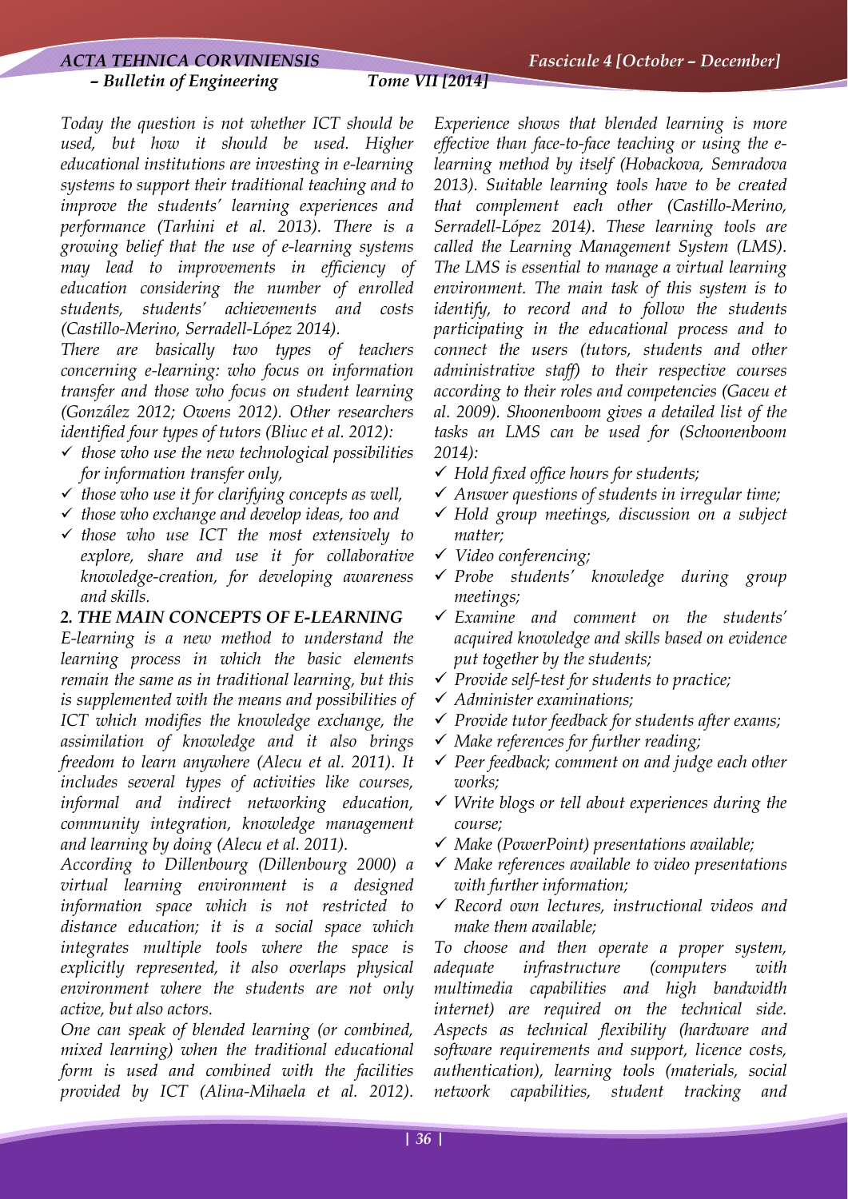*Today the question is not whether ICT should be used, but how it should be used. Higher educational institutions are investing in e-learning systems to support their traditional teaching and to improve the students' learning experiences and performance (Tarhini et al. 2013). There is a growing belief that the use of e-learning systems may lead to improvements in efficiency of education considering the number of enrolled students, students' achievements and costs (Castillo-Merino, Serradell-López 2014).*

*There are basically two types of teachers concerning e-learning: who focus on information transfer and those who focus on student learning (González 2012; Owens 2012). Other researchers identified four types of tutors (Bliuc et al. 2012):*

- ✓ *those who use the new technological possibilities for information transfer only,*
- ✓ *those who use it for clarifying concepts as well,*
- ✓ *those who exchange and develop ideas, too and*
- ✓ *those who use ICT the most extensively to explore, share and use it for collaborative knowledge-creation, for developing awareness and skills.*

## *2. THE MAIN CONCEPTS OF E-LEARNING*

*E-learning is a new method to understand the learning process in which the basic elements remain the same as in traditional learning, but this is supplemented with the means and possibilities of ICT which modifies the knowledge exchange, the assimilation of knowledge and it also brings freedom to learn anywhere (Alecu et al. 2011). It includes several types of activities like courses, informal and indirect networking education, community integration, knowledge management and learning by doing (Alecu et al. 2011).*

*According to Dillenbourg (Dillenbourg 2000) a virtual learning environment is a designed information space which is not restricted to distance education; it is a social space which integrates multiple tools where the space is explicitly represented, it also overlaps physical environment where the students are not only active, but also actors.*

*One can speak of blended learning (or combined, mixed learning) when the traditional educational form is used and combined with the facilities provided by ICT (Alina-Mihaela et al. 2012). Experience shows that blended learning is more effective than face-to-face teaching or using the e-learning method by itself (Hobackova, Semradova 2013). Suitable learning tools have to be created that complement each other (Castillo-Merino, Serradell-López 2014). These learning tools are called the Learning Management System (LMS). The LMS is essential to manage a virtual learning environment. The main task of this system is to identify, to record and to follow the students participating in the educational process and to connect the users (tutors, students and other administrative staff) to their respective courses according to their roles and competencies (Gaceu et al. 2009). Shoonenboom gives a detailed list of the tasks an LMS can be used for (Schoonenboom 2014):*

- ✓ *Hold fixed office hours for students;*
- ✓ *Answer questions of students in irregular time;*
- ✓ *Hold group meetings, discussion on a subject matter;*
- ✓ *Video conferencing;*
- ✓ *Probe students' knowledge during group meetings;*
- ✓ *Examine and comment on the students' acquired knowledge and skills based on evidence put together by the students;*
- ✓ *Provide self-test for students to practice;*
- ✓ *Administer examinations;*
- ✓ *Provide tutor feedback for students after exams;*
- ✓ *Make references for further reading;*
- ✓ *Peer feedback; comment on and judge each other works;*
- ✓ *Write blogs or tell about experiences during the course;*
- ✓ *Make (PowerPoint) presentations available;*
- ✓ *Make references available to video presentations with further information;*
- ✓ *Record own lectures, instructional videos and make them available;*

*To choose and then operate a proper system, adequate infrastructure (computers with multimedia capabilities and high bandwidth internet) are required on the technical side. Aspects as technical flexibility (hardware and software requirements and support, licence costs, authentication), learning tools (materials, social network capabilities, student tracking and*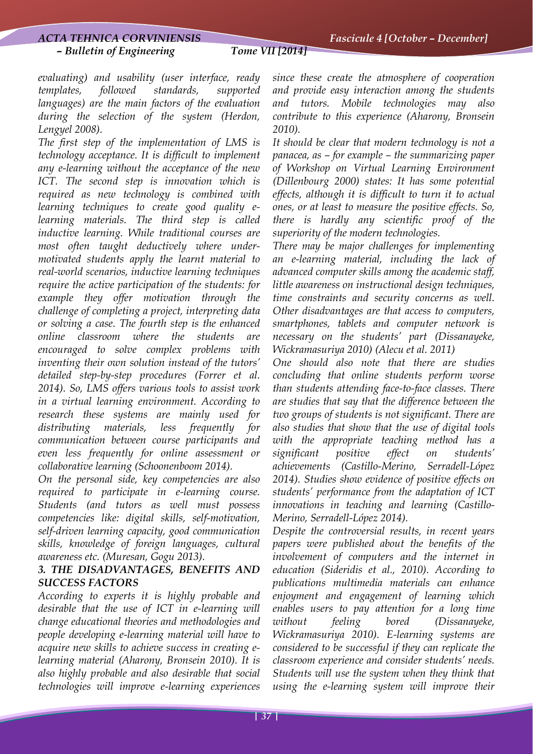*evaluating) and usability (user interface, ready templates, followed standards, supported languages) are the main factors of the evaluation during the selection of the system (Herdon, Lengyel 2008).*

*The first step of the implementation of LMS is technology acceptance. It is difficult to implement any e-learning without the acceptance of the new ICT. The second step is innovation which is required as new technology is combined with learning techniques to create good quality e-learning materials. The third step is called inductive learning. While traditional courses are most often taught deductively where under-motivated students apply the learnt material to real-world scenarios, inductive learning techniques require the active participation of the students: for example they offer motivation through the challenge of completing a project, interpreting data or solving a case. The fourth step is the enhanced online classroom where the students are encouraged to solve complex problems with inventing their own solution instead of the tutors' detailed step-by-step procedures (Forrer et al. 2014). So, LMS offers various tools to assist work in a virtual learning environment. According to research these systems are mainly used for distributing materials, less frequently for communication between course participants and even less frequently for online assessment or collaborative learning (Schoonenboom 2014).*

*On the personal side, key competencies are also required to participate in e-learning course. Students (and tutors as well must possess competencies like: digital skills, self-motivation, self-driven learning capacity, good communication skills, knowledge of foreign languages, cultural awareness etc. (Muresan, Gogu 2013).*

### *3. THE DISADVANTAGES, BENEFITS AND SUCCESS FACTORS*

*According to experts it is highly probable and desirable that the use of ICT in e-learning will change educational theories and methodologies and people developing e-learning material will have to acquire new skills to achieve success in creating e-learning material (Aharony, Bronsein 2010). It is also highly probable and also desirable that social technologies will improve e-learning experiences since these create the atmosphere of cooperation and provide easy interaction among the students and tutors. Mobile technologies may also contribute to this experience (Aharony, Bronsein 2010).*

*It should be clear that modern technology is not a panacea, as – for example – the summarizing paper of Workshop on Virtual Learning Environment (Dillenbourg 2000) states: It has some potential effects, although it is difficult to turn it to actual ones, or at least to measure the positive effects. So, there is hardly any scientific proof of the superiority of the modern technologies.*

*There may be major challenges for implementing an e-learning material, including the lack of advanced computer skills among the academic staff, little awareness on instructional design techniques, time constraints and security concerns as well. Other disadvantages are that access to computers, smartphones, tablets and computer network is necessary on the students' part (Dissanayeke, Wickramasuriya 2010) (Alecu et al. 2011)*

*One should also note that there are studies concluding that online students perform worse than students attending face-to-face classes. There are studies that say that the difference between the two groups of students is not significant. There are also studies that show that the use of digital tools with the appropriate teaching method has a significant positive effect on students' achievements (Castillo-Merino, Serradell-López 2014). Studies show evidence of positive effects on students' performance from the adaptation of ICT innovations in teaching and learning (Castillo-Merino, Serradell-López 2014).*

*Despite the controversial results, in recent years papers were published about the benefits of the involvement of computers and the internet in education (Sideridis et al., 2010). According to publications multimedia materials can enhance enjoyment and engagement of learning which enables users to pay attention for a long time without feeling bored (Dissanayeke, Wickramasuriya 2010). E-learning systems are considered to be successful if they can replicate the classroom experience and consider students' needs. Students will use the system when they think that using the e-learning system will improve their*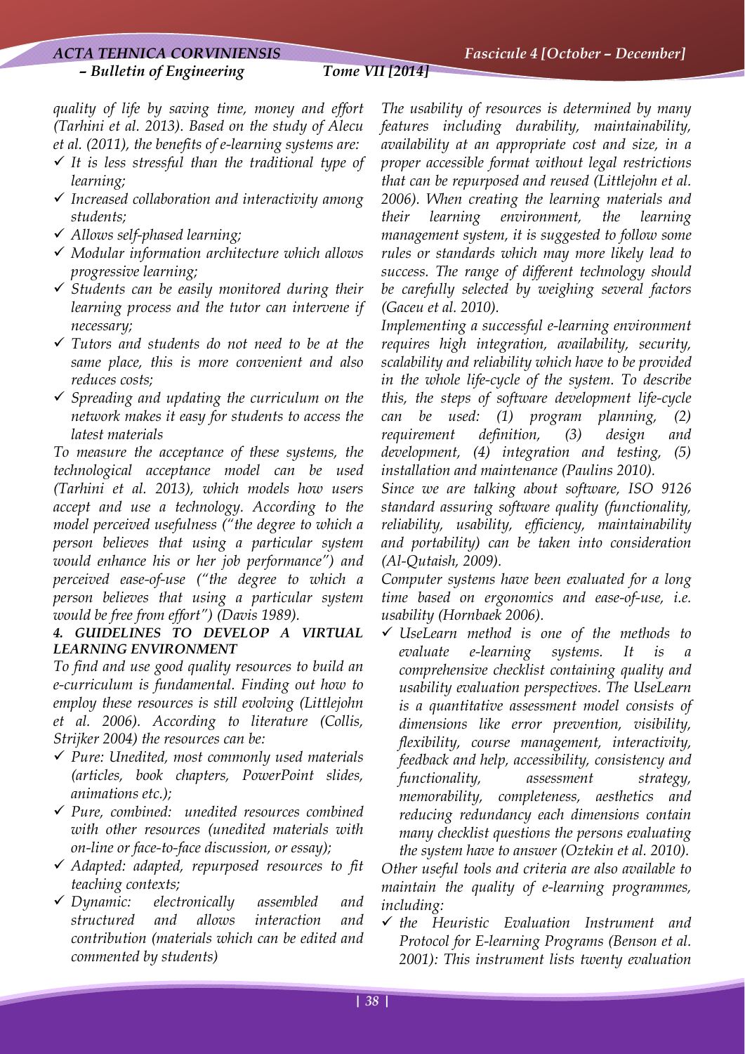*quality of life by saving time, money and effort (Tarhini et al. 2013). Based on the study of Alecu et al. (2011), the benefits of e-learning systems are:*

- ✓ *It is less stressful than the traditional type of learning;*
- ✓ *Increased collaboration and interactivity among students;*
- ✓ *Allows self-phased learning;*
- ✓ *Modular information architecture which allows progressive learning;*
- ✓ *Students can be easily monitored during their learning process and the tutor can intervene if necessary;*
- ✓ *Tutors and students do not need to be at the same place, this is more convenient and also reduces costs;*
- ✓ *Spreading and updating the curriculum on the network makes it easy for students to access the latest materials*

*To measure the acceptance of these systems, the technological acceptance model can be used (Tarhini et al. 2013), which models how users accept and use a technology. According to the model perceived usefulness ("the degree to which a person believes that using a particular system would enhance his or her job performance") and perceived ease-of-use ("the degree to which a person believes that using a particular system would be free from effort") (Davis 1989).*

### *4. GUIDELINES TO DEVELOP A VIRTUAL LEARNING ENVIRONMENT*

*To find and use good quality resources to build an e-curriculum is fundamental. Finding out how to employ these resources is still evolving (Littlejohn et al. 2006). According to literature (Collis, Strijker 2004) the resources can be:*

- ✓ *Pure: Unedited, most commonly used materials (articles, book chapters, PowerPoint slides, animations etc.);*
- ✓ *Pure, combined: unedited resources combined with other resources (unedited materials with on-line or face-to-face discussion, or essay);*
- ✓ *Adapted: adapted, repurposed resources to fit teaching contexts;*
- ✓ *Dynamic: electronically assembled and structured and allows interaction and contribution (materials which can be edited and commented by students)*

*The usability of resources is determined by many features including durability, maintainability, availability at an appropriate cost and size, in a proper accessible format without legal restrictions that can be repurposed and reused (Littlejohn et al. 2006). When creating the learning materials and their learning environment, the learning management system, it is suggested to follow some rules or standards which may more likely lead to success. The range of different technology should be carefully selected by weighing several factors (Gaceu et al. 2010).*

*Implementing a successful e-learning environment requires high integration, availability, security, scalability and reliability which have to be provided in the whole life-cycle of the system. To describe this, the steps of software development life-cycle can be used: (1) program planning, (2) requirement definition, (3) design and development, (4) integration and testing, (5) installation and maintenance (Paulins 2010).*

*Since we are talking about software, ISO 9126 standard assuring software quality (functionality, reliability, usability, efficiency, maintainability and portability) can be taken into consideration (Al-Qutaish, 2009).*

*Computer systems have been evaluated for a long time based on ergonomics and ease-of-use, i.e. usability (Hornbaek 2006).*

- ✓ *UseLearn method is one of the methods to evaluate e-learning systems. It is a comprehensive checklist containing quality and usability evaluation perspectives. The UseLearn is a quantitative assessment model consists of dimensions like error prevention, visibility, flexibility, course management, interactivity, feedback and help, accessibility, consistency and functionality, assessment strategy, memorability, completeness, aesthetics and reducing redundancy each dimensions contain many checklist questions the persons evaluating the system have to answer (Oztekin et al. 2010).*

*Other useful tools and criteria are also available to maintain the quality of e-learning programmes, including:*

- ✓ *the Heuristic Evaluation Instrument and Protocol for E-learning Programs (Benson et al. 2001): This instrument lists twenty evaluation*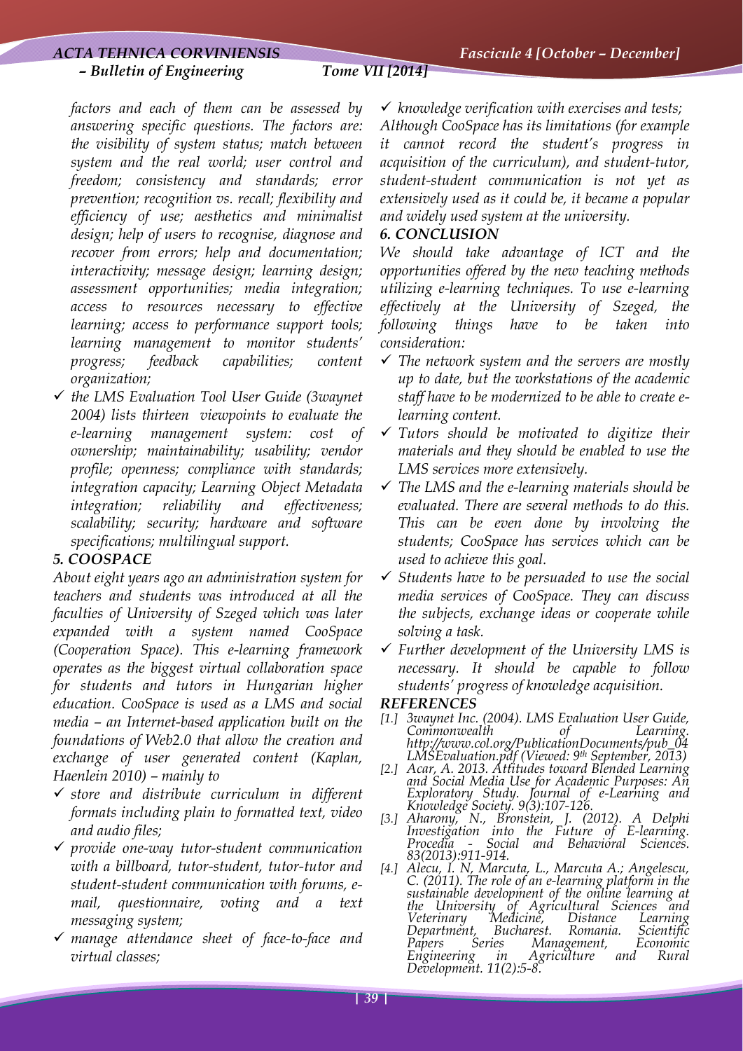*factors and each of them can be assessed by answering specific questions. The factors are: the visibility of system status; match between system and the real world; user control and freedom; consistency and standards; error prevention; recognition vs. recall; flexibility and efficiency of use; aesthetics and minimalist design; help of users to recognise, diagnose and recover from errors; help and documentation; interactivity; message design; learning design; assessment opportunities; media integration; access to resources necessary to effective learning; access to performance support tools; learning management to monitor students' progress; feedback capabilities; content organization;*

- ✓ *the LMS Evaluation Tool User Guide (3waynet 2004) lists thirteen viewpoints to evaluate the e-learning management system: cost of ownership; maintainability; usability; vendor profile; openness; compliance with standards; integration capacity; Learning Object Metadata integration; reliability and effectiveness; scalability; security; hardware and software specifications; multilingual support.*

### *5. COOSPACE*

*About eight years ago an administration system for teachers and students was introduced at all the faculties of University of Szeged which was later expanded with a system named CooSpace (Cooperation Space). This e-learning framework operates as the biggest virtual collaboration space for students and tutors in Hungarian higher education. CooSpace is used as a LMS and social media – an Internet-based application built on the foundations of Web2.0 that allow the creation and exchange of user generated content (Kaplan, Haenlein 2010) – mainly to*

- ✓ *store and distribute curriculum in different formats including plain to formatted text, video and audio files;*
- ✓ *provide one-way tutor-student communication with a billboard, tutor-student, tutor-tutor and student-student communication with forums, e-mail, questionnaire, voting and a text messaging system;*
- ✓ *manage attendance sheet of face-to-face and virtual classes;*
- ✓ *knowledge verification with exercises and tests;*

*Although CooSpace has its limitations (for example it cannot record the student's progress in acquisition of the curriculum), and student-tutor, student-student communication is not yet as extensively used as it could be, it became a popular and widely used system at the university.*

### *6. CONCLUSION*

*We should take advantage of ICT and the opportunities offered by the new teaching methods utilizing e-learning techniques. To use e-learning effectively at the University of Szeged, the following things have to be taken into consideration:*

- ✓ *The network system and the servers are mostly up to date, but the workstations of the academic staff have to be modernized to be able to create e-learning content.*
- ✓ *Tutors should be motivated to digitize their materials and they should be enabled to use the LMS services more extensively.*
- ✓ *The LMS and the e-learning materials should be evaluated. There are several methods to do this. This can be even done by involving the students; CooSpace has services which can be used to achieve this goal.*
- ✓ *Students have to be persuaded to use the social media services of CooSpace. They can discuss the subjects, exchange ideas or cooperate while solving a task.*
- ✓ *Further development of the University LMS is necessary. It should be capable to follow students' progress of knowledge acquisition.*

### *REFERENCES*

[1.] *3waynet Inc. (2004). LMS Evaluation User Guide, Commonwealth of Learning. http://www.col.org/PublicationDocuments/pub_04 LMSEvaluation.pdf (Viewed: 9th September, 2013)*

[2.] *Acar, A. 2013. Attitudes toward Blended Learning and Social Media Use for Academic Purposes: An Exploratory Study. Journal of e-Learning and Knowledge Society. 9(3):107-126.*

[3.] *Aharony, N., Bronstein, J. (2012). A Delphi Investigation into the Future of E-learning. Procedia - Social and Behavioral Sciences. 83(2013):911-914.*

[4.] *Alecu, I. N, Marcuta, L., Marcuta A.; Angelescu, C. (2011). The role of an e-learning platform in the sustainable development of the online learning at the University of Agricultural Sciences and Veterinary Medicine, Distance Learning Department, Bucharest. Romania. Scientific Papers Series Management, Economic Engineering in Agriculture and Rural Development. 11(2):5-8.*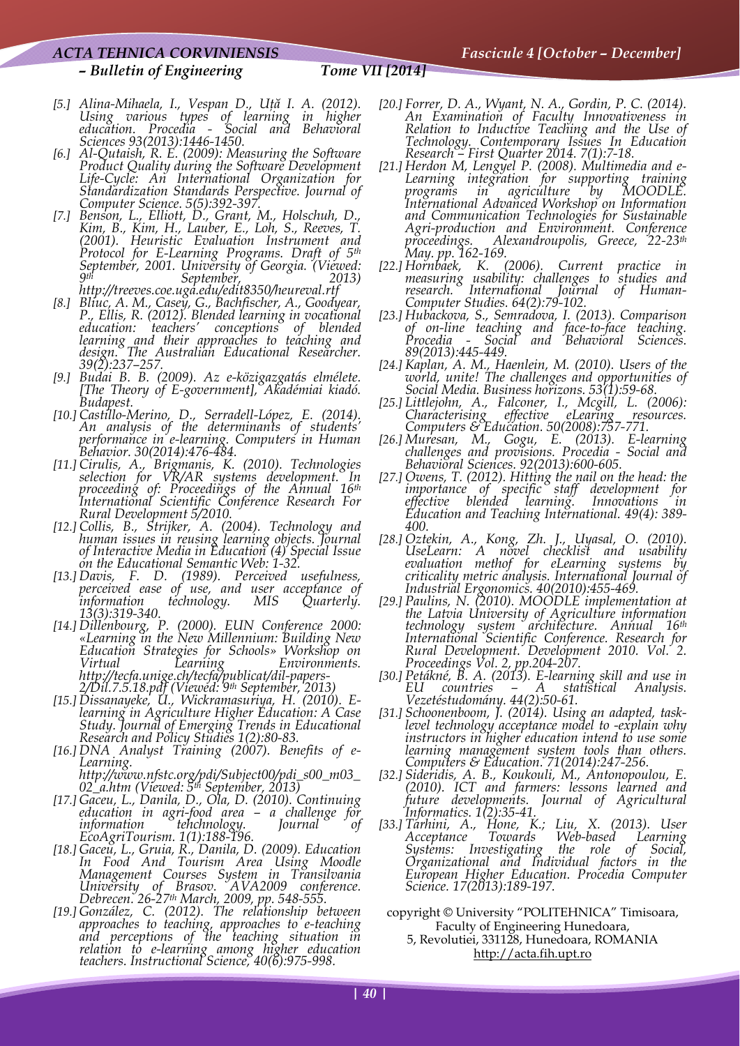[5.] Alina-Mihaela, I., Vespan D., Uță I. A. (2012). Using various types of learning in higher education. Procedia - Social and Behavioral Sciences 93(2013):1446-1450.

[6.] Al-Qutaish, R. E. (2009): Measuring the Software Product Quality during the Software Development Life-Cycle: An International Organization for Standardization Standards Perspective. Journal of Computer Science. 5(5):392-397.

[7.] Benson, L., Elliott, D., Grant, M., Holschuh, D., Kim, B., Kim, H., Lauber, E., Loh, S., Reeves, T. (2001). Heuristic Evaluation Instrument and Protocol for E-Learning Programs. Draft of 5th September, 2001. University of Georgia. (Viewed: 9th September, 2013) http://treeves.coe.uga.edu/edit8350/heureval.rtf

[8.] Bliuc, A. M., Casey, G., Bachfischer, A., Goodyear, P., Ellis, R. (2012). Blended learning in vocational education: teachers' conceptions of blended learning and their approaches to teaching and design. The Australian Educational Researcher. 39(2):237–257.

[9.] Budai B. B. (2009). Az e-közigazgatás elmélete. [The Theory of E-government], Akadémiai kiadó. Budapest.

[10.] Castillo-Merino, D., Serradell-López, E. (2014). An analysis of the determinants of students' performance in e-learning. Computers in Human Behavior. 30(2014):476-484.

[11.] Cirulis, A., Brigmanis, K. (2010). Technologies selection for VR/AR systems development. In proceeding of: Proceedings of the Annual 16th International Scientific Conference Research For Rural Development 5/2010.

[12.] Collis, B., Strijker, A. (2004). Technology and human issues in reusing learning objects. Journal of Interactive Media in Education (4) Special Issue on the Educational Semantic Web: 1-32.

[13.] Davis, F. D. (1989). Perceived usefulness, perceived ease of use, and user acceptance of information technology. MIS Quarterly. 13(3):319-340.

[14.] Dillenbourg, P. (2000). EUN Conference 2000: «Learning in the New Millennium: Building New Education Strategies for Schools» Workshop on Virtual Learning Environments. http://tecfa.unige.ch/tecfa/publicat/dil-papers-2/Dil.7.5.18.pdf (Viewed: 9th September, 2013)

[15.] Dissanayeke, U., Wickramasuriya, H. (2010). E-learning in Agriculture Higher Education: A Case Study. Journal of Emerging Trends in Educational Research and Policy Studies 1(2):80-83.

[16.] DNA Analyst Training (2007). Benefits of e-Learning. http://www.nfstc.org/pdi/Subject00/pdi_s00_m03_02_a.htm (Viewed: 5th September, 2013)

[17.] Gaceu, L., Danila, D., Ola, D. (2010). Continuing education in agri-food area – a challenge for information tehchnology. Journal of EcoAgriTourism. 1(1):188-196.

[18.] Gaceu, L., Gruia, R., Danila, D. (2009). Education In Food And Tourism Area Using Moodle Management Courses System in Transilvania University of Brasov. AVA2009 conference. Debrecen. 26-27th March, 2009, pp. 548-555.

[19.] González, C. (2012). The relationship between approaches to teaching, approaches to e-teaching and perceptions of the teaching situation in relation to e-learning among higher education teachers. Instructional Science, 40(6):975-998.

[20.] Forrer, D. A., Wyant, N. A., Gordin, P. C. (2014). An Examination of Faculty Innovativeness in Relation to Inductive Teaching and the Use of Technology. Contemporary Issues In Education Research – First Quarter 2014. 7(1):7-18.

[21.] Herdon M, Lengyel P. (2008). Multimedia and e-Learning integration for supporting training programs in agriculture by MOODLE. International Advanced Workshop on Information and Communication Technologies for Sustainable Agri-production and Environment. Conference proceedings. Alexandroupolis, Greece, 22-23th May. pp. 162-169.

[22.] Hornbaek, K. (2006). Current practice in measuring usability: challenges to studies and research. International Journal of Human-Computer Studies. 64(2):79-102.

[23.] Hubackova, S., Semradova, I. (2013). Comparison of on-line teaching and face-to-face teaching. Procedia - Social and Behavioral Sciences. 89(2013):445-449.

[24.] Kaplan, A. M., Haenlein, M. (2010). Users of the world, unite! The challenges and opportunities of Social Media. Business horizons. 53(1):59-68.

[25.] Littlejohn, A., Falconer, I., Mcgill, L. (2006): Characterising effective eLearing resources. Computers & Education. 50(2008):757-771.

[26.] Muresan, M., Gogu, E. (2013). E-learning challenges and provisions. Procedia - Social and Behavioral Sciences. 92(2013):600-605.

[27.] Owens, T. (2012). Hitting the nail on the head: the importance of specific staff development for effective blended learning. Innovations in Education and Teaching International. 49(4): 389-400.

[28.] Oztekin, A., Kong, Zh. J., Uyasal, O. (2010). UseLearn: A novel checklist and usability evaluation methof for eLearning systems by criticality metric analysis. International Journal of Industrial Ergonomics. 40(2010):455-469.

[29.] Paulins, N. (2010). MOODLE implementation at the Latvia University of Agriculture information technology system architecture. Annual 16th International Scientific Conference. Research for Rural Development. Development 2010. Vol. 2. Proceedings Vol. 2, pp.204-207.

[30.] Petákné, B. A. (2013). E-learning skill and use in EU countries – A statistical Analysis. Vezetéstudomány. 44(2):50-61.

[31.] Schoonenboom, J. (2014). Using an adapted, task-level technology acceptance model to -explain why instructors in higher education intend to use some learning management system tools than others. Computers & Education. 71(2014):247-256.

[32.] Sideridis, A. B., Koukouli, M., Antonopoulou, E. (2010). ICT and farmers: lessons learned and future developments. Journal of Agricultural Informatics. 1(2):35-41.

[33.] Tarhini, A., Hone, K.; Liu, X. (2013). User Acceptance Towards Web-based Learning Systems: Investigating the role of Social, Organizational and Individual factors in the European Higher Education. Procedia Computer Science. 17(2013):189-197.

copyright © University "POLITEHNICA" Timisoara, Faculty of Engineering Hunedoara, 5, Revolutiei, 331128, Hunedoara, ROMANIA http://acta.fih.upt.ro